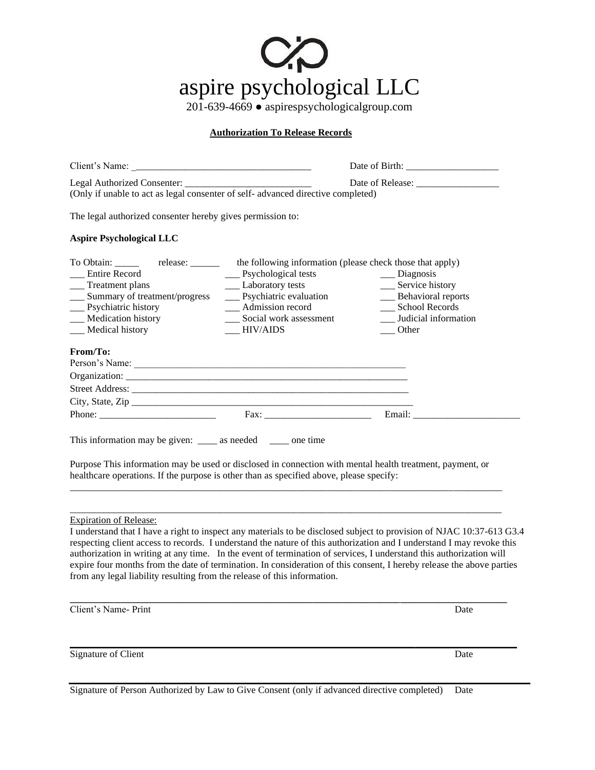# aspire psychological LLC

201-639-4669 ● aspirespsychologicalgroup.com

**Authorization To Release Records**

Client's Name: ___________________________________ Date of Birth: __________________

Legal Authorized Consenter: __________________________ Date of Release: _________________
(Only if unable to act as legal consenter of self- advanced directive completed)

The legal authorized consenter hereby gives permission to:

**Aspire Psychological LLC**

To Obtain: _____ release: ______ the following information (please check those that apply)

| | | |
|---|---|---|
| ___ Entire Record | ___ Psychological tests | ___ Diagnosis |
| ___ Treatment plans | ___ Laboratory tests | ___ Service history |
| ___ Summary of treatment/progress | ___ Psychiatric evaluation | ___ Behavioral reports |
| ___ Psychiatric history | ___ Admission record | ___ School Records |
| ___ Medication history | ___ Social work assessment | ___ Judicial information |
| ___ Medical history | ___ HIV/AIDS | ___ Other |

**From/To:**

Person's Name: ________________________________________________________

Organization: _________________________________________________________

Street Address: _______________________________________________________

City, State, Zip ________________________________________________________

Phone: ________________________ Fax: ______________________ Email: ______________________

This information may be given: ____ as needed ____ one time

Purpose This information may be used or disclosed in connection with mental health treatment, payment, or healthcare operations. If the purpose is other than as specified above, please specify:

_____________________________________________________________________________________________

_____________________________________________________________________________________________

Expiration of Release:
I understand that I have a right to inspect any materials to be disclosed subject to provision of NJAC 10:37-613 G3.4 respecting client access to records. I understand the nature of this authorization and I understand I may revoke this authorization in writing at any time. In the event of termination of services, I understand this authorization will expire four months from the date of termination. In consideration of this consent, I hereby release the above parties from any legal liability resulting from the release of this information.

_____________________________________________________________________________________________

Client's Name- Print Date

_____________________________________________________________________________________________

Signature of Client Date

_____________________________________________________________________________________________

Signature of Person Authorized by Law to Give Consent (only if advanced directive completed) Date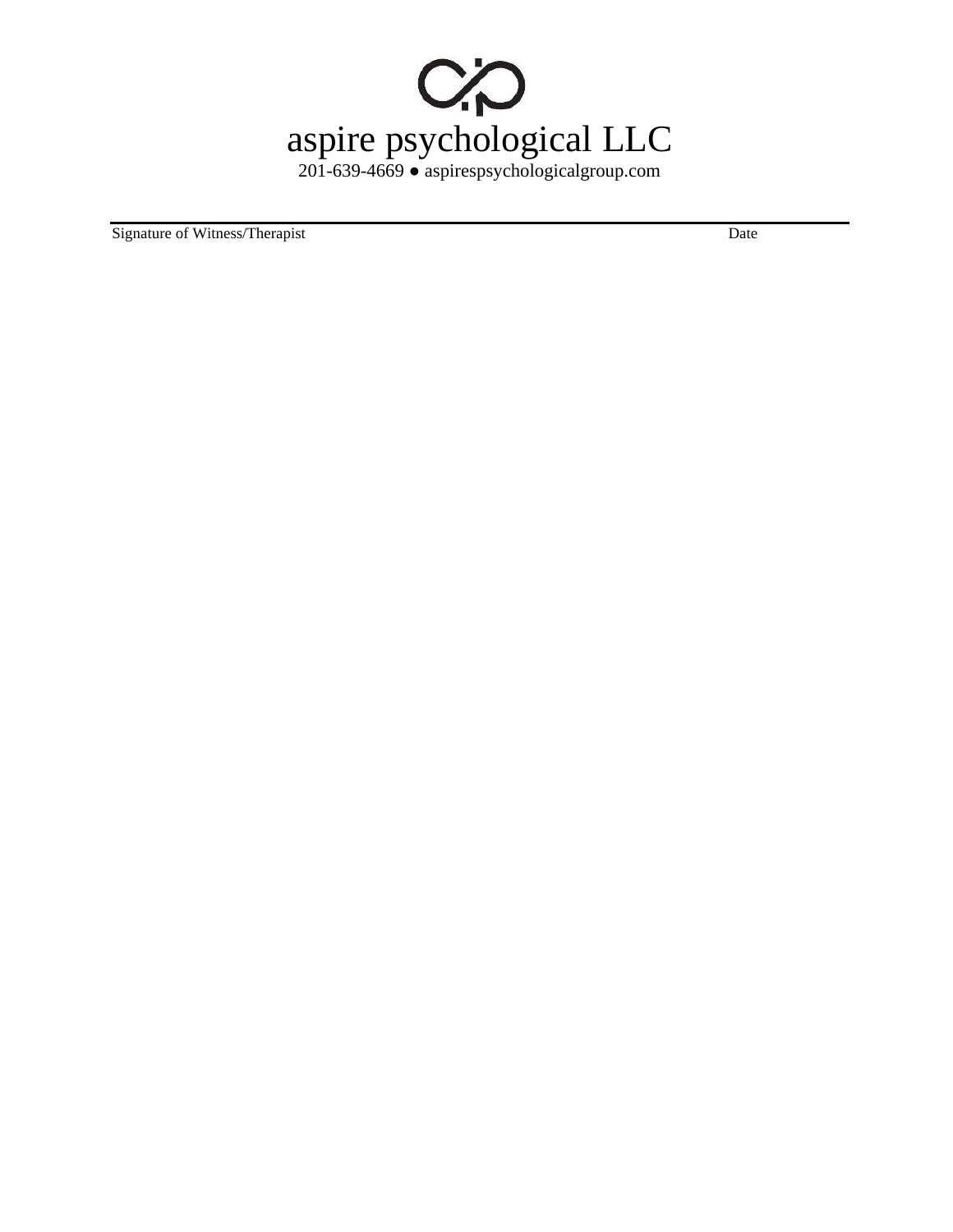aspire psychological LLC

201-639-4669 ● aspirespsychologicalgroup.com

Signature of Witness/Therapist Date